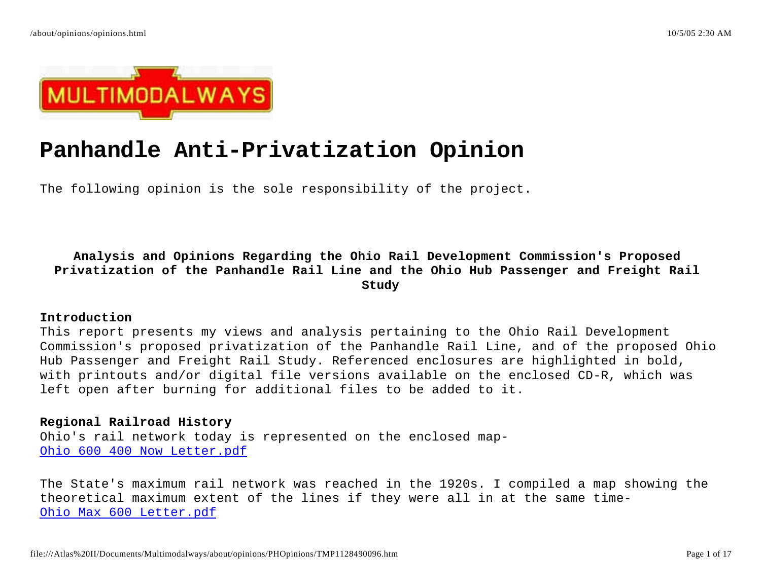# Panhandle Anti-Privatization Opinion

The following opinion is the sole responsibility of the project.

**Analysis and Opinions Regarding the Ohio Rail Development Commission's Proposed Privatization of the Panhandle Rail Line and the Ohio Hub Passenger and Freight Rail Study**

**Introduction**

This report presents my views and analysis pertaining to the Ohio Rail Development Commission's proposed privatization of the Panhandle Rail Line, and of the proposed Ohio Hub Passenger and Freight Rail Study. Referenced enclosures are highlighted in bold, with printouts and/or digital file versions available on the enclosed CD-R, which was left open after burning for additional files to be added to it.

**Regional Railroad History**

Ohio's rail network today is represented on the enclosed map- Ohio 600 400 Now Letter.pdf

The State's maximum rail network was reached in the 1920s. I compiled a map showing the theoretical maximum extent of the lines if they were all in at the same time- Ohio Max 600 Letter.pdf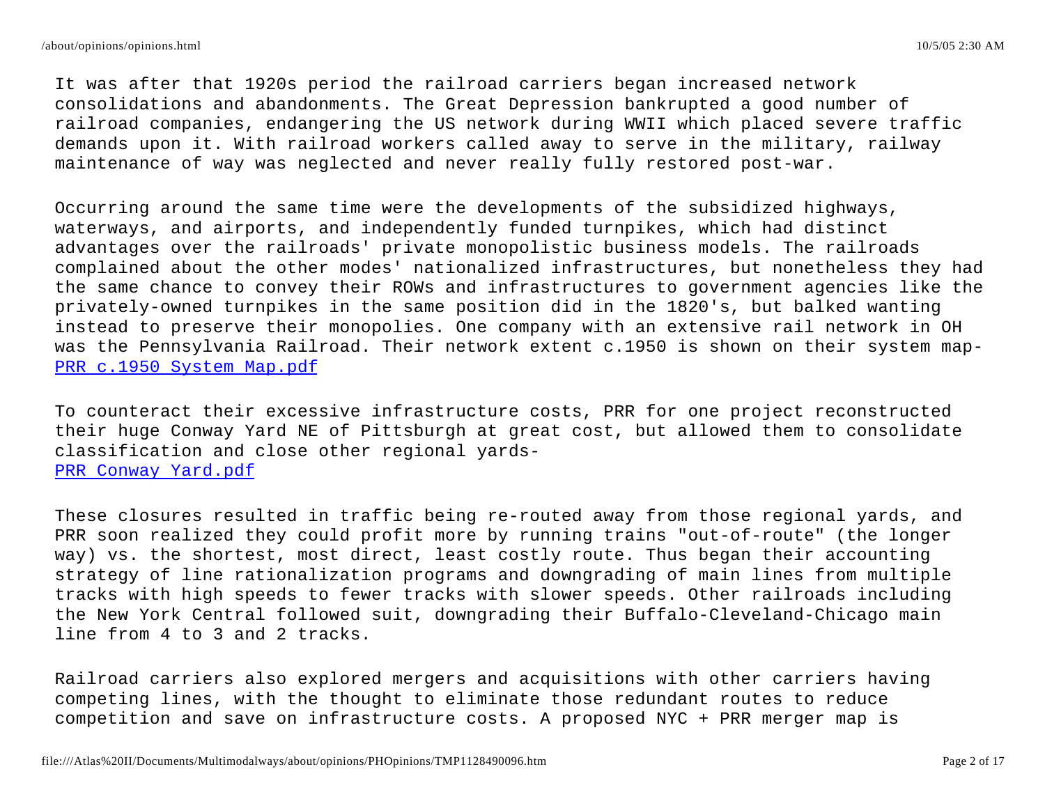It was after that 1920s period the railroad carriers began increased network consolidations and abandonments. The Great Depression bankrupted a good number of railroad companies, endangering the US network during WWII which placed severe traffic demands upon it. With railroad workers called away to serve in the military, railway maintenance of way was neglected and never really fully restored post-war.

Occurring around the same time were the developments of the subsidized highways, waterways, and airports, and independently funded turnpikes, which had distinct advantages over the railroads' private monopolistic business models. The railroads complained about the other modes' nationalized infrastructures, but nonetheless they had the same chance to convey their ROWs and infrastructures to government agencies like the privately-owned turnpikes in the same position did in the 1820's, but balked wanting instead to preserve their monopolies. One company with an extensive rail network in OH was the Pennsylvania Railroad. Their network extent c.1950 is shown on their system map- [PRR c.1950 System Map.pdf]

To counteract their excessive infrastructure costs, PRR for one project reconstructed their huge Conway Yard NE of Pittsburgh at great cost, but allowed them to consolidate classification and close other regional yards-
[PRR Conway Yard.pdf]

These closures resulted in traffic being re-routed away from those regional yards, and PRR soon realized they could profit more by running trains "out-of-route" (the longer way) vs. the shortest, most direct, least costly route. Thus began their accounting strategy of line rationalization programs and downgrading of main lines from multiple tracks with high speeds to fewer tracks with slower speeds. Other railroads including the New York Central followed suit, downgrading their Buffalo-Cleveland-Chicago main line from 4 to 3 and 2 tracks.

Railroad carriers also explored mergers and acquisitions with other carriers having competing lines, with the thought to eliminate those redundant routes to reduce competition and save on infrastructure costs. A proposed NYC + PRR merger map is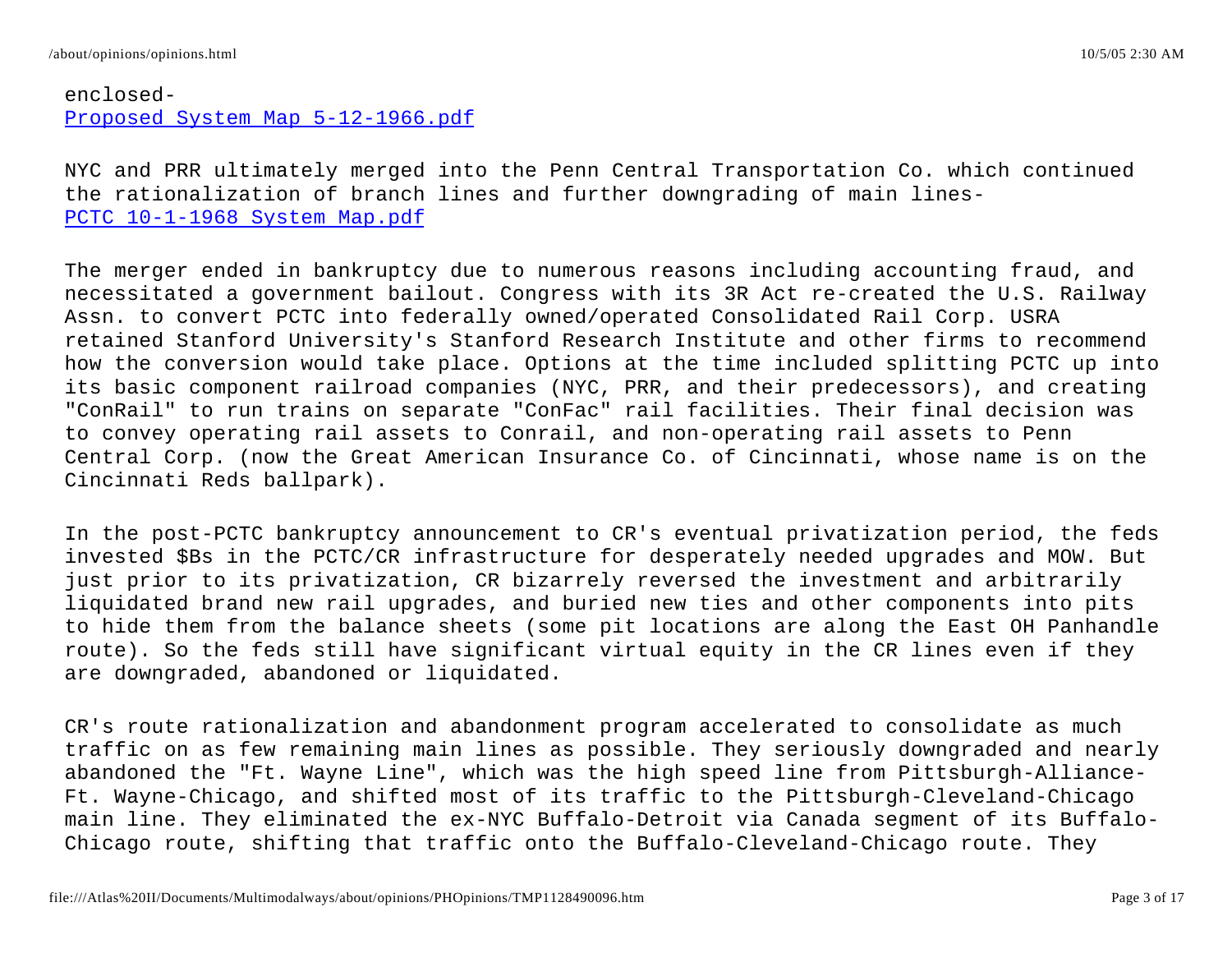enclosed-
[Proposed System Map 5-12-1966.pdf]

NYC and PRR ultimately merged into the Penn Central Transportation Co. which continued the rationalization of branch lines and further downgrading of main lines-
[PCTC 10-1-1968 System Map.pdf]

The merger ended in bankruptcy due to numerous reasons including accounting fraud, and necessitated a government bailout. Congress with its 3R Act re-created the U.S. Railway Assn. to convert PCTC into federally owned/operated Consolidated Rail Corp. USRA retained Stanford University's Stanford Research Institute and other firms to recommend how the conversion would take place. Options at the time included splitting PCTC up into its basic component railroad companies (NYC, PRR, and their predecessors), and creating "ConRail" to run trains on separate "ConFac" rail facilities. Their final decision was to convey operating rail assets to Conrail, and non-operating rail assets to Penn Central Corp. (now the Great American Insurance Co. of Cincinnati, whose name is on the Cincinnati Reds ballpark).

In the post-PCTC bankruptcy announcement to CR's eventual privatization period, the feds invested $Bs in the PCTC/CR infrastructure for desperately needed upgrades and MOW. But just prior to its privatization, CR bizarrely reversed the investment and arbitrarily liquidated brand new rail upgrades, and buried new ties and other components into pits to hide them from the balance sheets (some pit locations are along the East OH Panhandle route). So the feds still have significant virtual equity in the CR lines even if they are downgraded, abandoned or liquidated.

CR's route rationalization and abandonment program accelerated to consolidate as much traffic on as few remaining main lines as possible. They seriously downgraded and nearly abandoned the "Ft. Wayne Line", which was the high speed line from Pittsburgh-Alliance-Ft. Wayne-Chicago, and shifted most of its traffic to the Pittsburgh-Cleveland-Chicago main line. They eliminated the ex-NYC Buffalo-Detroit via Canada segment of its Buffalo-Chicago route, shifting that traffic onto the Buffalo-Cleveland-Chicago route. They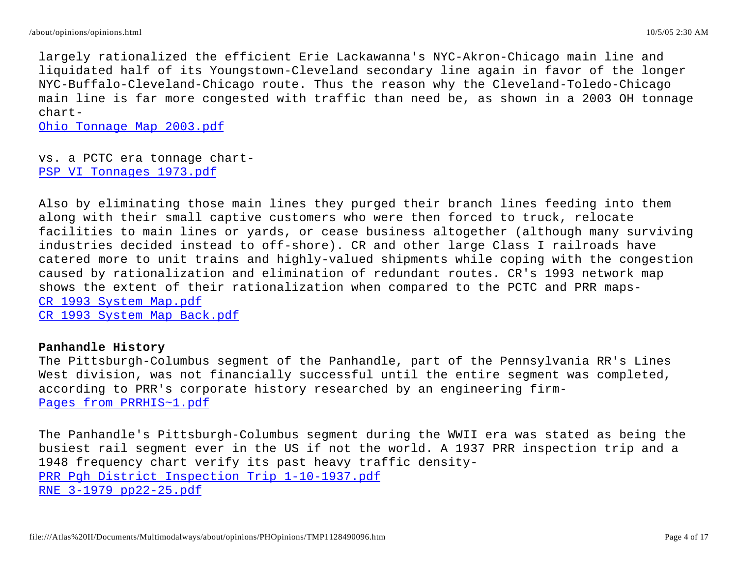largely rationalized the efficient Erie Lackawanna's NYC-Akron-Chicago main line and liquidated half of its Youngstown-Cleveland secondary line again in favor of the longer NYC-Buffalo-Cleveland-Chicago route. Thus the reason why the Cleveland-Toledo-Chicago main line is far more congested with traffic than need be, as shown in a 2003 OH tonnage chart-
Ohio Tonnage Map 2003.pdf

vs. a PCTC era tonnage chart-
PSP VI Tonnages 1973.pdf

Also by eliminating those main lines they purged their branch lines feeding into them along with their small captive customers who were then forced to truck, relocate facilities to main lines or yards, or cease business altogether (although many surviving industries decided instead to off-shore). CR and other large Class I railroads have catered more to unit trains and highly-valued shipments while coping with the congestion caused by rationalization and elimination of redundant routes. CR's 1993 network map shows the extent of their rationalization when compared to the PCTC and PRR maps-
CR 1993 System Map.pdf
CR 1993 System Map Back.pdf

**Panhandle History**
The Pittsburgh-Columbus segment of the Panhandle, part of the Pennsylvania RR's Lines West division, was not financially successful until the entire segment was completed, according to PRR's corporate history researched by an engineering firm-
Pages from PRRHIS~1.pdf

The Panhandle's Pittsburgh-Columbus segment during the WWII era was stated as being the busiest rail segment ever in the US if not the world. A 1937 PRR inspection trip and a 1948 frequency chart verify its past heavy traffic density-
PRR Pgh District Inspection Trip 1-10-1937.pdf
RNE 3-1979 pp22-25.pdf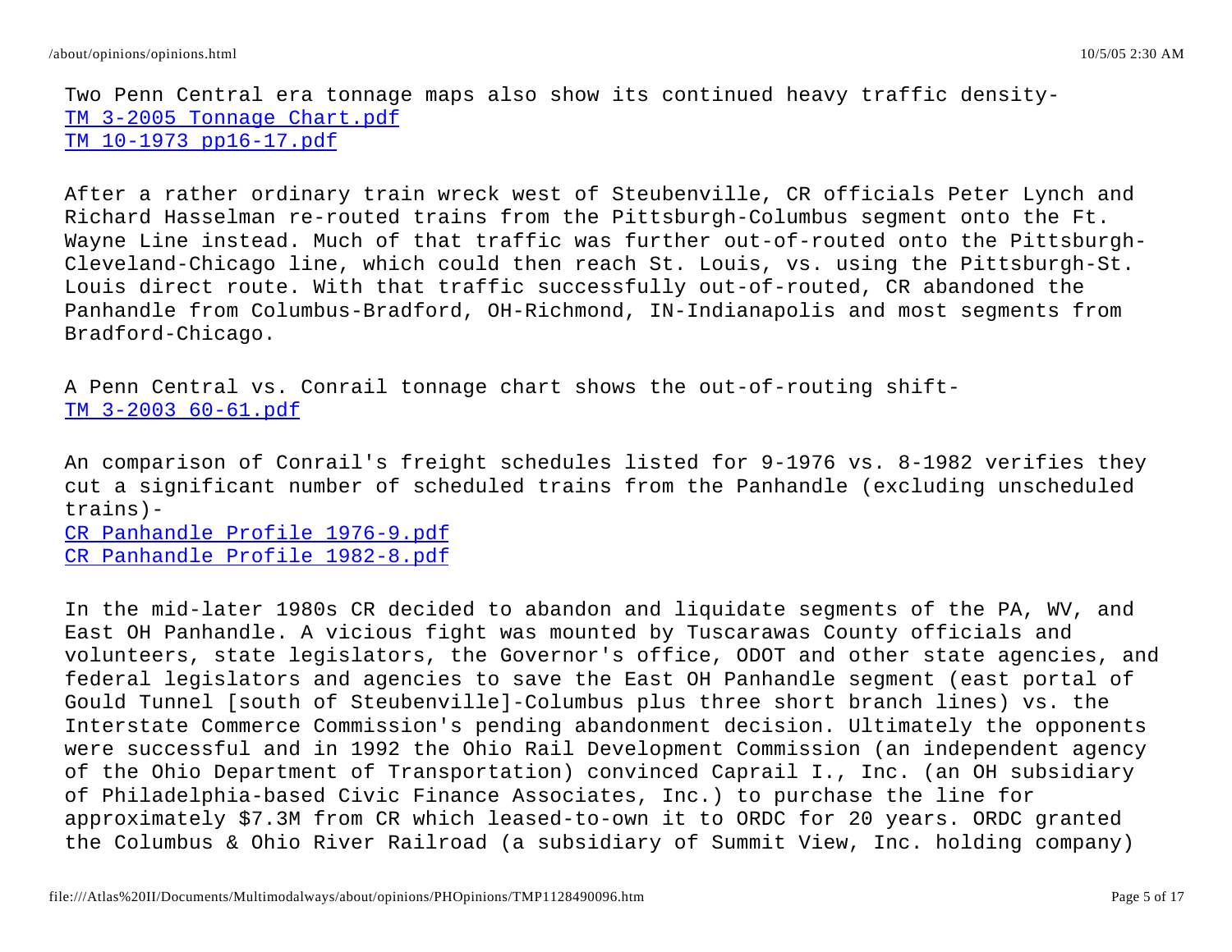Two Penn Central era tonnage maps also show its continued heavy traffic density-
TM 3-2005 Tonnage Chart.pdf
TM 10-1973 pp16-17.pdf

After a rather ordinary train wreck west of Steubenville, CR officials Peter Lynch and Richard Hasselman re-routed trains from the Pittsburgh-Columbus segment onto the Ft. Wayne Line instead. Much of that traffic was further out-of-routed onto the Pittsburgh-Cleveland-Chicago line, which could then reach St. Louis, vs. using the Pittsburgh-St. Louis direct route. With that traffic successfully out-of-routed, CR abandoned the Panhandle from Columbus-Bradford, OH-Richmond, IN-Indianapolis and most segments from Bradford-Chicago.

A Penn Central vs. Conrail tonnage chart shows the out-of-routing shift-
TM 3-2003 60-61.pdf

An comparison of Conrail's freight schedules listed for 9-1976 vs. 8-1982 verifies they cut a significant number of scheduled trains from the Panhandle (excluding unscheduled trains)-
CR Panhandle Profile 1976-9.pdf
CR Panhandle Profile 1982-8.pdf

In the mid-later 1980s CR decided to abandon and liquidate segments of the PA, WV, and East OH Panhandle. A vicious fight was mounted by Tuscarawas County officials and volunteers, state legislators, the Governor's office, ODOT and other state agencies, and federal legislators and agencies to save the East OH Panhandle segment (east portal of Gould Tunnel [south of Steubenville]-Columbus plus three short branch lines) vs. the Interstate Commerce Commission's pending abandonment decision. Ultimately the opponents were successful and in 1992 the Ohio Rail Development Commission (an independent agency of the Ohio Department of Transportation) convinced Caprail I., Inc. (an OH subsidiary of Philadelphia-based Civic Finance Associates, Inc.) to purchase the line for approximately $7.3M from CR which leased-to-own it to ORDC for 20 years. ORDC granted the Columbus & Ohio River Railroad (a subsidiary of Summit View, Inc. holding company)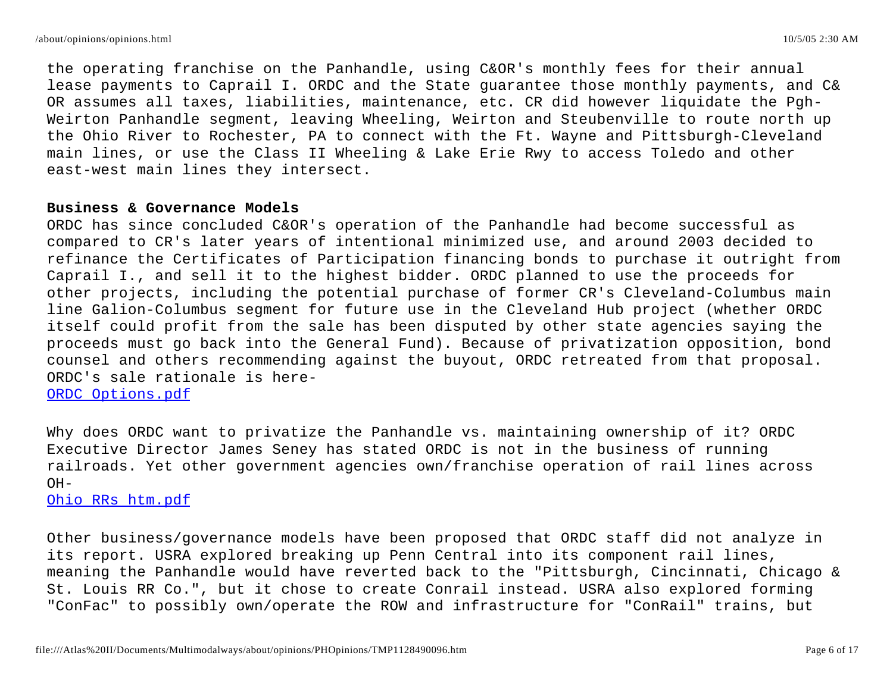the operating franchise on the Panhandle, using C&OR's monthly fees for their annual lease payments to Caprail I. ORDC and the State guarantee those monthly payments, and C&OR assumes all taxes, liabilities, maintenance, etc. CR did however liquidate the Pgh-Weirton Panhandle segment, leaving Wheeling, Weirton and Steubenville to route north up the Ohio River to Rochester, PA to connect with the Ft. Wayne and Pittsburgh-Cleveland main lines, or use the Class II Wheeling & Lake Erie Rwy to access Toledo and other east-west main lines they intersect.

**Business & Governance Models**

ORDC has since concluded C&OR's operation of the Panhandle had become successful as compared to CR's later years of intentional minimized use, and around 2003 decided to refinance the Certificates of Participation financing bonds to purchase it outright from Caprail I., and sell it to the highest bidder. ORDC planned to use the proceeds for other projects, including the potential purchase of former CR's Cleveland-Columbus main line Galion-Columbus segment for future use in the Cleveland Hub project (whether ORDC itself could profit from the sale has been disputed by other state agencies saying the proceeds must go back into the General Fund). Because of privatization opposition, bond counsel and others recommending against the buyout, ORDC retreated from that proposal. ORDC's sale rationale is here-
ORDC Options.pdf

Why does ORDC want to privatize the Panhandle vs. maintaining ownership of it? ORDC Executive Director James Seney has stated ORDC is not in the business of running railroads. Yet other government agencies own/franchise operation of rail lines across OH-
Ohio RRs htm.pdf

Other business/governance models have been proposed that ORDC staff did not analyze in its report. USRA explored breaking up Penn Central into its component rail lines, meaning the Panhandle would have reverted back to the "Pittsburgh, Cincinnati, Chicago & St. Louis RR Co.", but it chose to create Conrail instead. USRA also explored forming "ConFac" to possibly own/operate the ROW and infrastructure for "ConRail" trains, but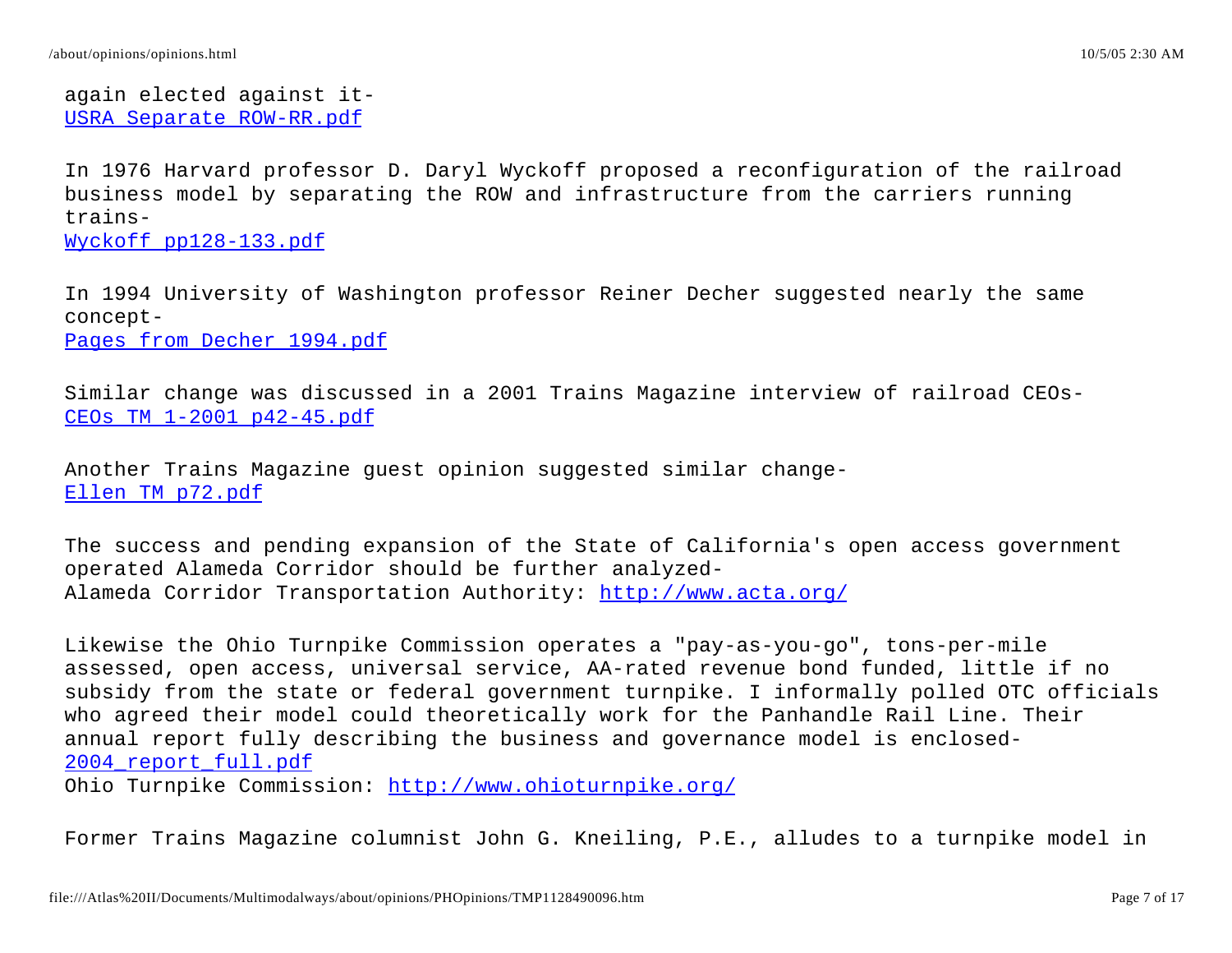again elected against it-
USRA Separate ROW-RR.pdf

In 1976 Harvard professor D. Daryl Wyckoff proposed a reconfiguration of the railroad business model by separating the ROW and infrastructure from the carriers running trains-
Wyckoff pp128-133.pdf

In 1994 University of Washington professor Reiner Decher suggested nearly the same concept-
Pages from Decher 1994.pdf

Similar change was discussed in a 2001 Trains Magazine interview of railroad CEOs-
CEOs TM 1-2001 p42-45.pdf

Another Trains Magazine guest opinion suggested similar change-
Ellen TM p72.pdf

The success and pending expansion of the State of California's open access government operated Alameda Corridor should be further analyzed-
Alameda Corridor Transportation Authority: http://www.acta.org/

Likewise the Ohio Turnpike Commission operates a "pay-as-you-go", tons-per-mile assessed, open access, universal service, AA-rated revenue bond funded, little if no subsidy from the state or federal government turnpike. I informally polled OTC officials who agreed their model could theoretically work for the Panhandle Rail Line. Their annual report fully describing the business and governance model is enclosed-
2004_report_full.pdf
Ohio Turnpike Commission: http://www.ohioturnpike.org/

Former Trains Magazine columnist John G. Kneiling, P.E., alludes to a turnpike model in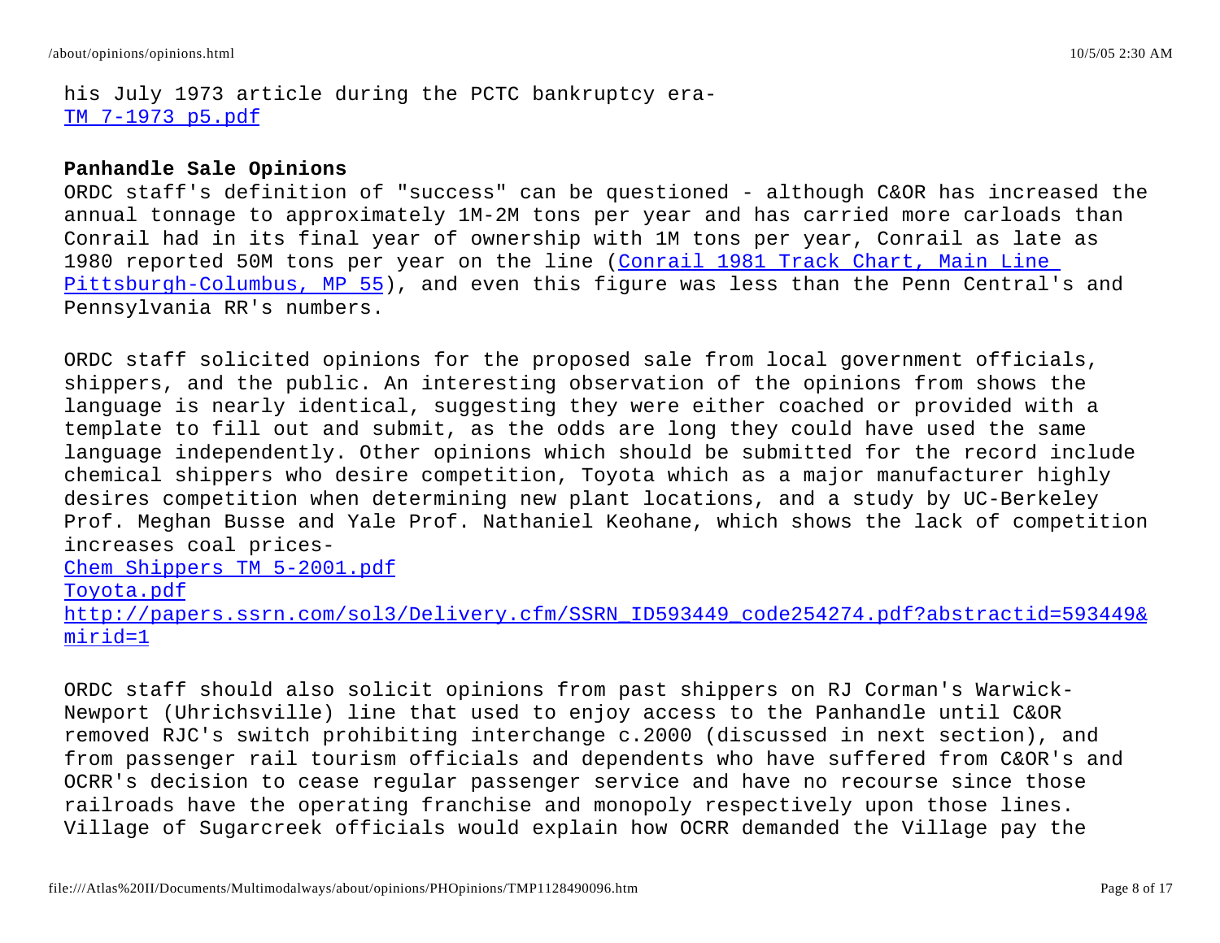his July 1973 article during the PCTC bankruptcy era-
[TM 7-1973 p5.pdf](TM 7-1973 p5.pdf)

**Panhandle Sale Opinions**

ORDC staff's definition of "success" can be questioned - although C&OR has increased the annual tonnage to approximately 1M-2M tons per year and has carried more carloads than Conrail had in its final year of ownership with 1M tons per year, Conrail as late as 1980 reported 50M tons per year on the line (Conrail 1981 Track Chart, Main Line Pittsburgh-Columbus, MP 55), and even this figure was less than the Penn Central's and Pennsylvania RR's numbers.

ORDC staff solicited opinions for the proposed sale from local government officials, shippers, and the public. An interesting observation of the opinions from shows the language is nearly identical, suggesting they were either coached or provided with a template to fill out and submit, as the odds are long they could have used the same language independently. Other opinions which should be submitted for the record include chemical shippers who desire competition, Toyota which as a major manufacturer highly desires competition when determining new plant locations, and a study by UC-Berkeley Prof. Meghan Busse and Yale Prof. Nathaniel Keohane, which shows the lack of competition increases coal prices-
Chem Shippers TM 5-2001.pdf
Toyota.pdf
http://papers.ssrn.com/sol3/Delivery.cfm/SSRN_ID593449_code254274.pdf?abstractid=593449&mirid=1

ORDC staff should also solicit opinions from past shippers on RJ Corman's Warwick-Newport (Uhrichsville) line that used to enjoy access to the Panhandle until C&OR removed RJC's switch prohibiting interchange c.2000 (discussed in next section), and from passenger rail tourism officials and dependents who have suffered from C&OR's and OCRR's decision to cease regular passenger service and have no recourse since those railroads have the operating franchise and monopoly respectively upon those lines. Village of Sugarcreek officials would explain how OCRR demanded the Village pay the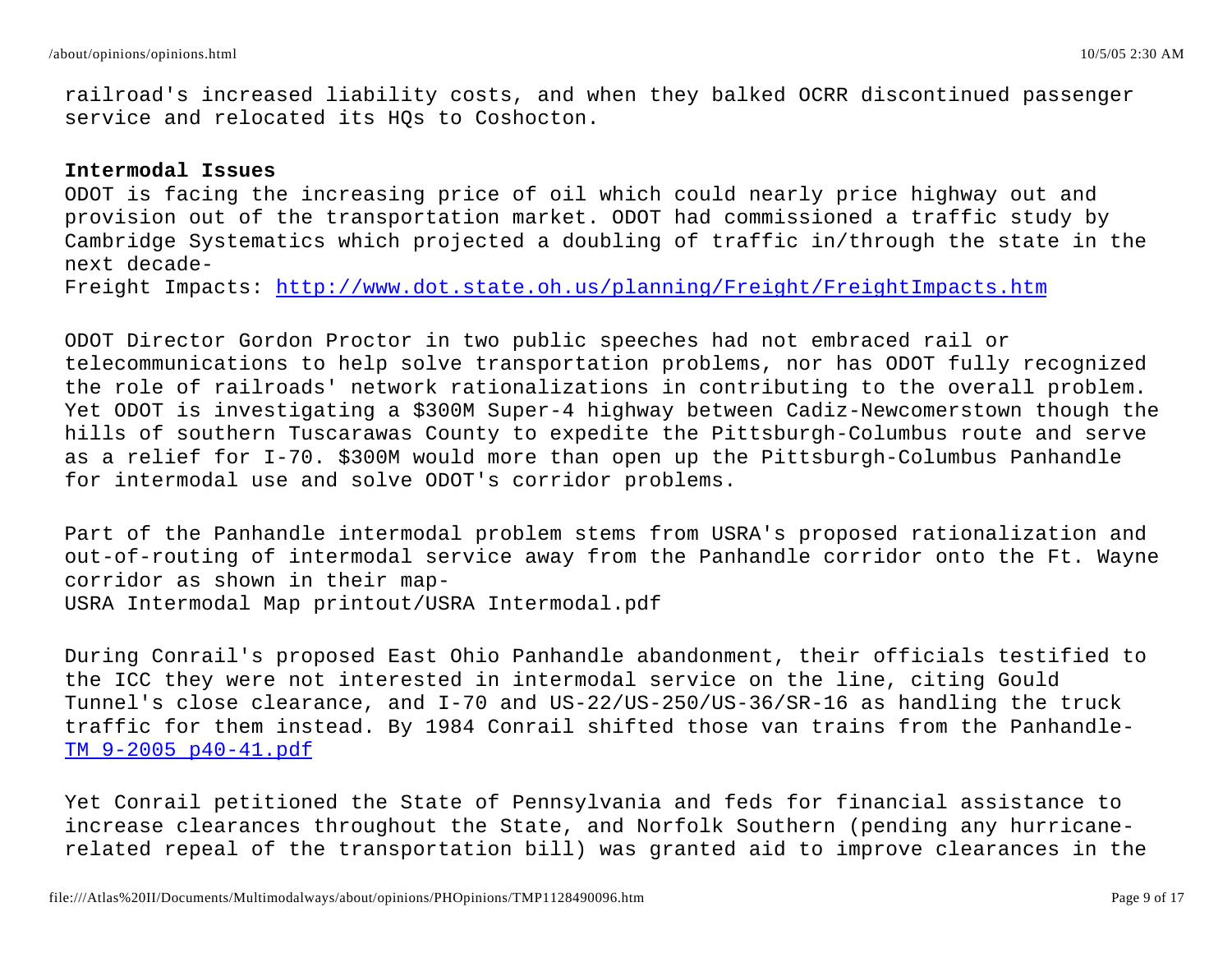railroad's increased liability costs, and when they balked OCRR discontinued passenger service and relocated its HQs to Coshocton.

**Intermodal Issues**

ODOT is facing the increasing price of oil which could nearly price highway out and provision out of the transportation market. ODOT had commissioned a traffic study by Cambridge Systematics which projected a doubling of traffic in/through the state in the next decade-
Freight Impacts: [http://www.dot.state.oh.us/planning/Freight/FreightImpacts.htm](http://www.dot.state.oh.us/planning/Freight/FreightImpacts.htm)

ODOT Director Gordon Proctor in two public speeches had not embraced rail or telecommunications to help solve transportation problems, nor has ODOT fully recognized the role of railroads' network rationalizations in contributing to the overall problem. Yet ODOT is investigating a $300M Super-4 highway between Cadiz-Newcomerstown though the hills of southern Tuscarawas County to expedite the Pittsburgh-Columbus route and serve as a relief for I-70. $300M would more than open up the Pittsburgh-Columbus Panhandle for intermodal use and solve ODOT's corridor problems.

Part of the Panhandle intermodal problem stems from USRA's proposed rationalization and out-of-routing of intermodal service away from the Panhandle corridor onto the Ft. Wayne corridor as shown in their map-
USRA Intermodal Map printout/USRA Intermodal.pdf

During Conrail's proposed East Ohio Panhandle abandonment, their officials testified to the ICC they were not interested in intermodal service on the line, citing Gould Tunnel's close clearance, and I-70 and US-22/US-250/US-36/SR-16 as handling the truck traffic for them instead. By 1984 Conrail shifted those van trains from the Panhandle-
TM 9-2005 p40-41.pdf

Yet Conrail petitioned the State of Pennsylvania and feds for financial assistance to increase clearances throughout the State, and Norfolk Southern (pending any hurricane-related repeal of the transportation bill) was granted aid to improve clearances in the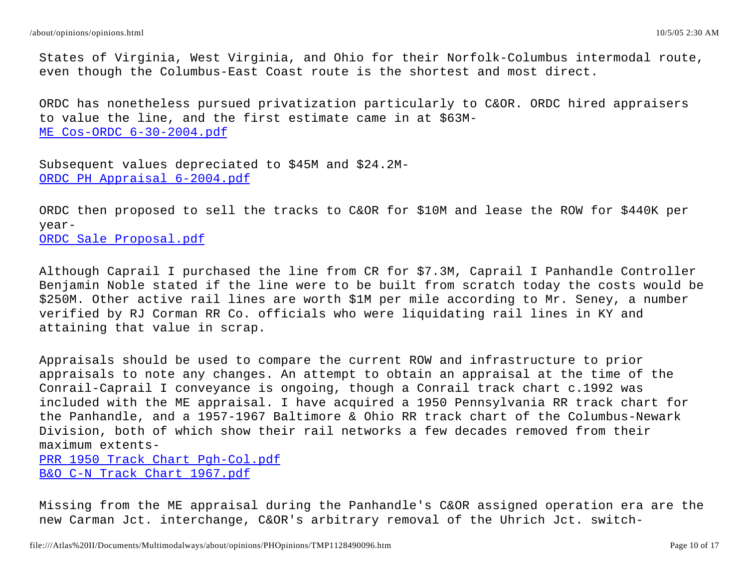States of Virginia, West Virginia, and Ohio for their Norfolk-Columbus intermodal route, even though the Columbus-East Coast route is the shortest and most direct.

ORDC has nonetheless pursued privatization particularly to C&OR. ORDC hired appraisers to value the line, and the first estimate came in at $63M-
ME Cos-ORDC 6-30-2004.pdf

Subsequent values depreciated to $45M and $24.2M-
ORDC PH Appraisal 6-2004.pdf

ORDC then proposed to sell the tracks to C&OR for $10M and lease the ROW for $440K per year-
ORDC Sale Proposal.pdf

Although Caprail I purchased the line from CR for $7.3M, Caprail I Panhandle Controller Benjamin Noble stated if the line were to be built from scratch today the costs would be $250M. Other active rail lines are worth $1M per mile according to Mr. Seney, a number verified by RJ Corman RR Co. officials who were liquidating rail lines in KY and attaining that value in scrap.

Appraisals should be used to compare the current ROW and infrastructure to prior appraisals to note any changes. An attempt to obtain an appraisal at the time of the Conrail-Caprail I conveyance is ongoing, though a Conrail track chart c.1992 was included with the ME appraisal. I have acquired a 1950 Pennsylvania RR track chart for the Panhandle, and a 1957-1967 Baltimore & Ohio RR track chart of the Columbus-Newark Division, both of which show their rail networks a few decades removed from their maximum extents-
PRR 1950 Track Chart Pgh-Col.pdf
B&O C-N Track Chart 1967.pdf

Missing from the ME appraisal during the Panhandle's C&OR assigned operation era are the new Carman Jct. interchange, C&OR's arbitrary removal of the Uhrich Jct. switch-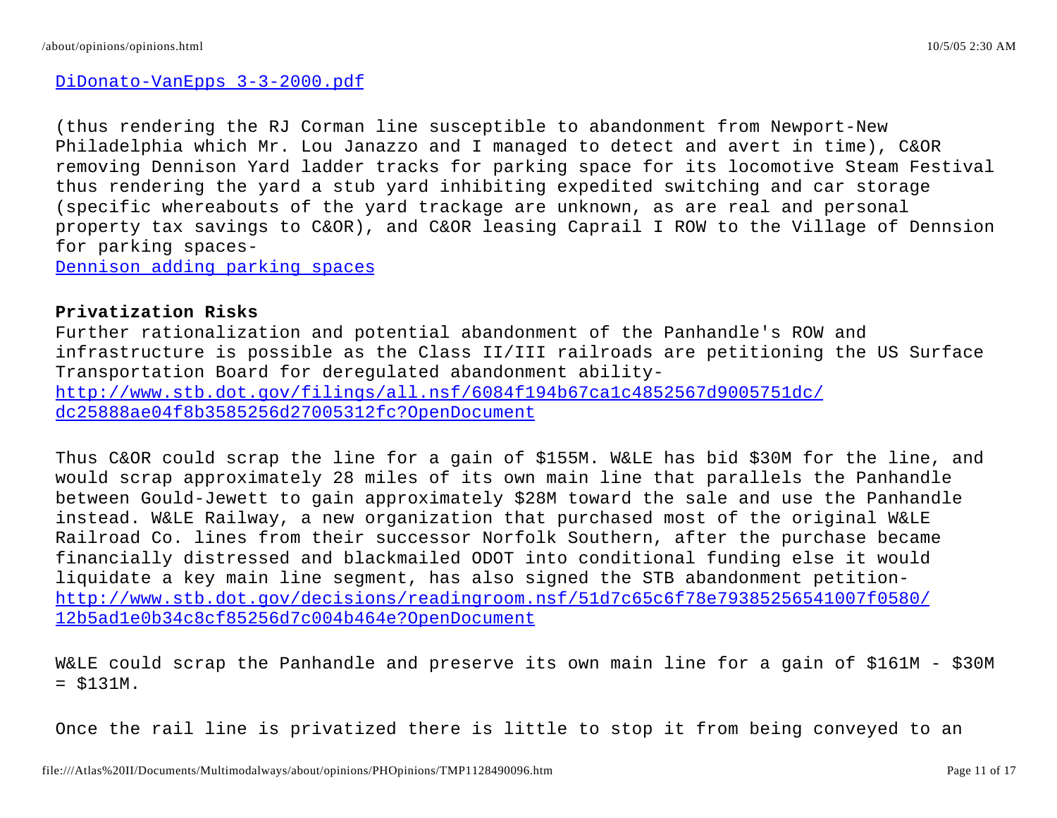DiDonato-VanEpps 3-3-2000.pdf

(thus rendering the RJ Corman line susceptible to abandonment from Newport-New Philadelphia which Mr. Lou Janazzo and I managed to detect and avert in time), C&OR removing Dennison Yard ladder tracks for parking space for its locomotive Steam Festival thus rendering the yard a stub yard inhibiting expedited switching and car storage (specific whereabouts of the yard trackage are unknown, as are real and personal property tax savings to C&OR), and C&OR leasing Caprail I ROW to the Village of Dennsion for parking spaces-
Dennison adding parking spaces

**Privatization Risks**
Further rationalization and potential abandonment of the Panhandle's ROW and infrastructure is possible as the Class II/III railroads are petitioning the US Surface Transportation Board for deregulated abandonment ability-
http://www.stb.dot.gov/filings/all.nsf/6084f194b67ca1c4852567d9005751dc/dc25888ae04f8b3585256d27005312fc?OpenDocument

Thus C&OR could scrap the line for a gain of $155M. W&LE has bid $30M for the line, and would scrap approximately 28 miles of its own main line that parallels the Panhandle between Gould-Jewett to gain approximately $28M toward the sale and use the Panhandle instead. W&LE Railway, a new organization that purchased most of the original W&LE Railroad Co. lines from their successor Norfolk Southern, after the purchase became financially distressed and blackmailed ODOT into conditional funding else it would liquidate a key main line segment, has also signed the STB abandonment petition-
http://www.stb.dot.gov/decisions/readingroom.nsf/51d7c65c6f78e79385256541007f0580/12b5ad1e0b34c8cf85256d7c004b464e?OpenDocument

W&LE could scrap the Panhandle and preserve its own main line for a gain of $161M - $30M = $131M.

Once the rail line is privatized there is little to stop it from being conveyed to an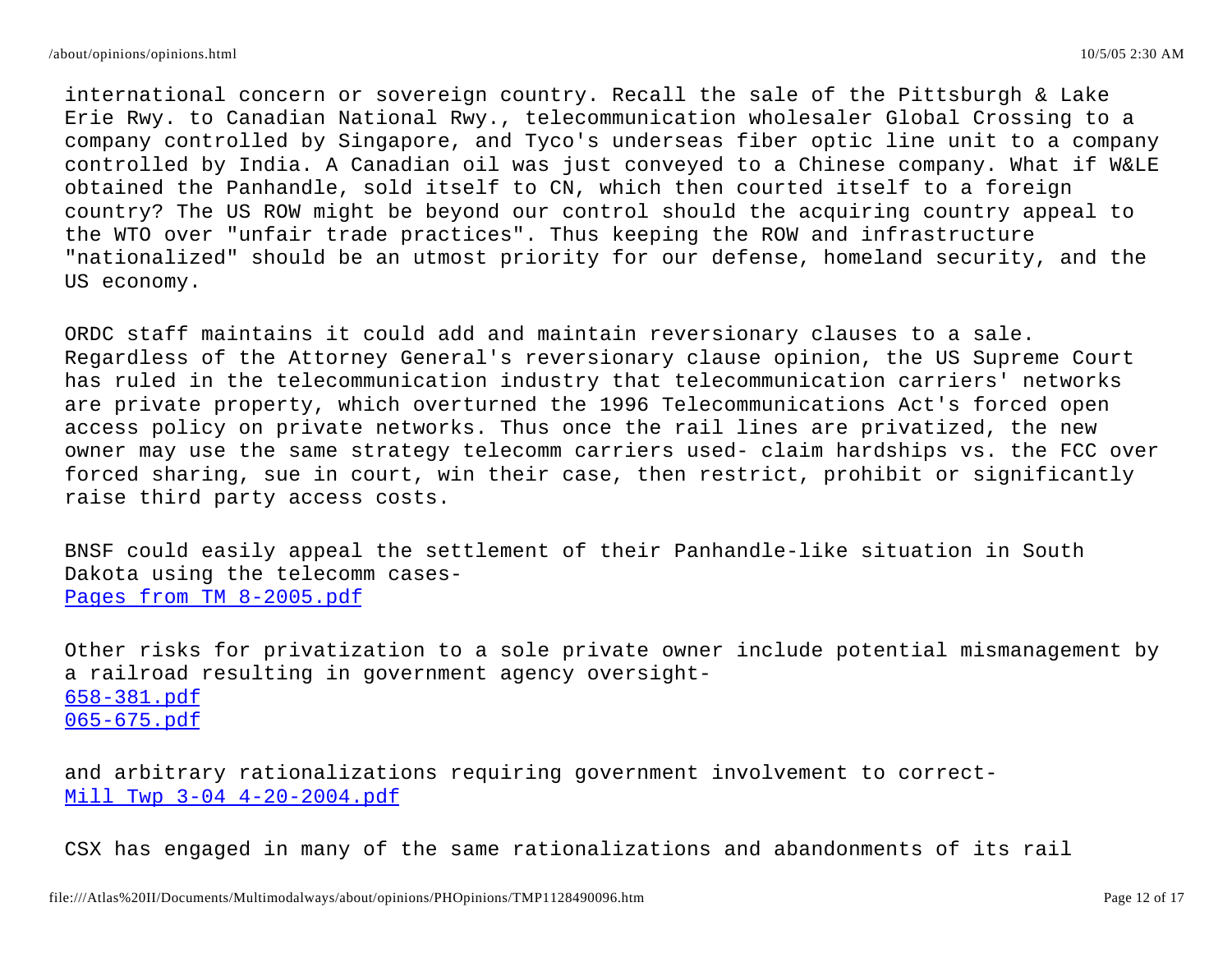international concern or sovereign country. Recall the sale of the Pittsburgh & Lake Erie Rwy. to Canadian National Rwy., telecommunication wholesaler Global Crossing to a company controlled by Singapore, and Tyco's underseas fiber optic line unit to a company controlled by India. A Canadian oil was just conveyed to a Chinese company. What if W&LE obtained the Panhandle, sold itself to CN, which then courted itself to a foreign country? The US ROW might be beyond our control should the acquiring country appeal to the WTO over "unfair trade practices". Thus keeping the ROW and infrastructure "nationalized" should be an utmost priority for our defense, homeland security, and the US economy.

ORDC staff maintains it could add and maintain reversionary clauses to a sale. Regardless of the Attorney General's reversionary clause opinion, the US Supreme Court has ruled in the telecommunication industry that telecommunication carriers' networks are private property, which overturned the 1996 Telecommunications Act's forced open access policy on private networks. Thus once the rail lines are privatized, the new owner may use the same strategy telecomm carriers used- claim hardships vs. the FCC over forced sharing, sue in court, win their case, then restrict, prohibit or significantly raise third party access costs.

BNSF could easily appeal the settlement of their Panhandle-like situation in South Dakota using the telecomm cases-
Pages from TM 8-2005.pdf

Other risks for privatization to a sole private owner include potential mismanagement by a railroad resulting in government agency oversight-
658-381.pdf
065-675.pdf

and arbitrary rationalizations requiring government involvement to correct-
Mill Twp 3-04 4-20-2004.pdf

CSX has engaged in many of the same rationalizations and abandonments of its rail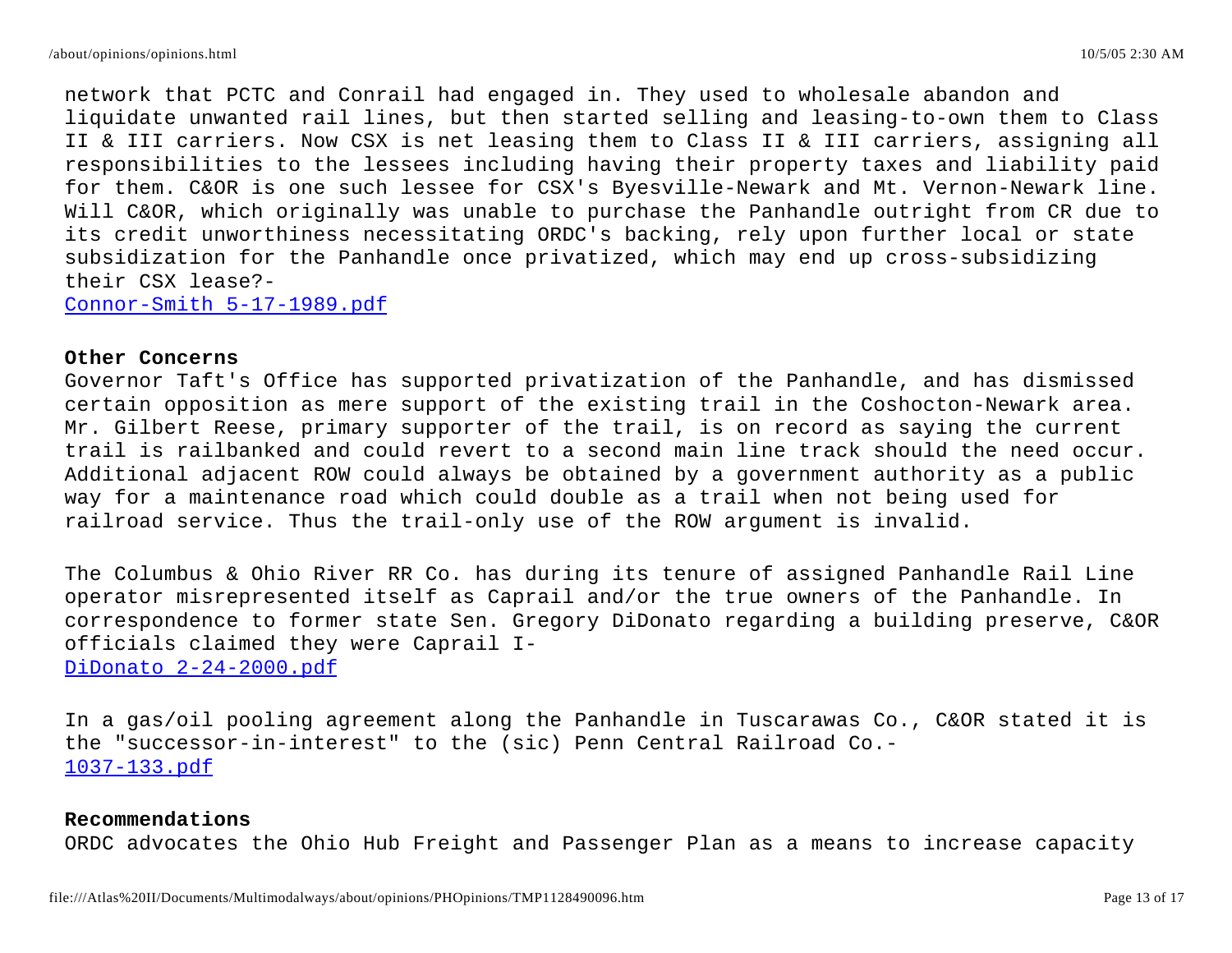network that PCTC and Conrail had engaged in. They used to wholesale abandon and liquidate unwanted rail lines, but then started selling and leasing-to-own them to Class II & III carriers. Now CSX is net leasing them to Class II & III carriers, assigning all responsibilities to the lessees including having their property taxes and liability paid for them. C&OR is one such lessee for CSX's Byesville-Newark and Mt. Vernon-Newark line. Will C&OR, which originally was unable to purchase the Panhandle outright from CR due to its credit unworthiness necessitating ORDC's backing, rely upon further local or state subsidization for the Panhandle once privatized, which may end up cross-subsidizing their CSX lease?-
Connor-Smith 5-17-1989.pdf

**Other Concerns**
Governor Taft's Office has supported privatization of the Panhandle, and has dismissed certain opposition as mere support of the existing trail in the Coshocton-Newark area. Mr. Gilbert Reese, primary supporter of the trail, is on record as saying the current trail is railbanked and could revert to a second main line track should the need occur. Additional adjacent ROW could always be obtained by a government authority as a public way for a maintenance road which could double as a trail when not being used for railroad service. Thus the trail-only use of the ROW argument is invalid.

The Columbus & Ohio River RR Co. has during its tenure of assigned Panhandle Rail Line operator misrepresented itself as Caprail and/or the true owners of the Panhandle. In correspondence to former state Sen. Gregory DiDonato regarding a building preserve, C&OR officials claimed they were Caprail I-
DiDonato 2-24-2000.pdf

In a gas/oil pooling agreement along the Panhandle in Tuscarawas Co., C&OR stated it is the "successor-in-interest" to the (sic) Penn Central Railroad Co.-
1037-133.pdf

**Recommendations**
ORDC advocates the Ohio Hub Freight and Passenger Plan as a means to increase capacity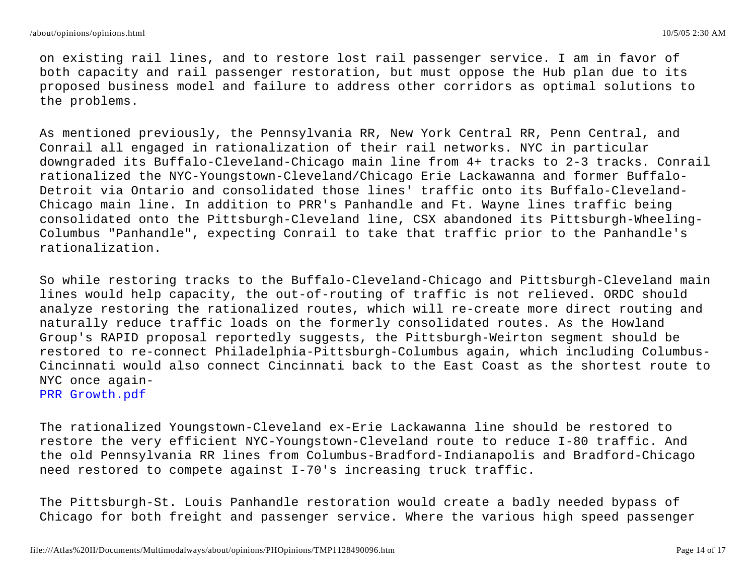on existing rail lines, and to restore lost rail passenger service. I am in favor of both capacity and rail passenger restoration, but must oppose the Hub plan due to its proposed business model and failure to address other corridors as optimal solutions to the problems.

As mentioned previously, the Pennsylvania RR, New York Central RR, Penn Central, and Conrail all engaged in rationalization of their rail networks. NYC in particular downgraded its Buffalo-Cleveland-Chicago main line from 4+ tracks to 2-3 tracks. Conrail rationalized the NYC-Youngstown-Cleveland/Chicago Erie Lackawanna and former Buffalo-Detroit via Ontario and consolidated those lines' traffic onto its Buffalo-Cleveland-Chicago main line. In addition to PRR's Panhandle and Ft. Wayne lines traffic being consolidated onto the Pittsburgh-Cleveland line, CSX abandoned its Pittsburgh-Wheeling-Columbus "Panhandle", expecting Conrail to take that traffic prior to the Panhandle's rationalization.

So while restoring tracks to the Buffalo-Cleveland-Chicago and Pittsburgh-Cleveland main lines would help capacity, the out-of-routing of traffic is not relieved. ORDC should analyze restoring the rationalized routes, which will re-create more direct routing and naturally reduce traffic loads on the formerly consolidated routes. As the Howland Group's RAPID proposal reportedly suggests, the Pittsburgh-Weirton segment should be restored to re-connect Philadelphia-Pittsburgh-Columbus again, which including Columbus-Cincinnati would also connect Cincinnati back to the East Coast as the shortest route to NYC once again-
PRR Growth.pdf

The rationalized Youngstown-Cleveland ex-Erie Lackawanna line should be restored to restore the very efficient NYC-Youngstown-Cleveland route to reduce I-80 traffic. And the old Pennsylvania RR lines from Columbus-Bradford-Indianapolis and Bradford-Chicago need restored to compete against I-70's increasing truck traffic.

The Pittsburgh-St. Louis Panhandle restoration would create a badly needed bypass of Chicago for both freight and passenger service. Where the various high speed passenger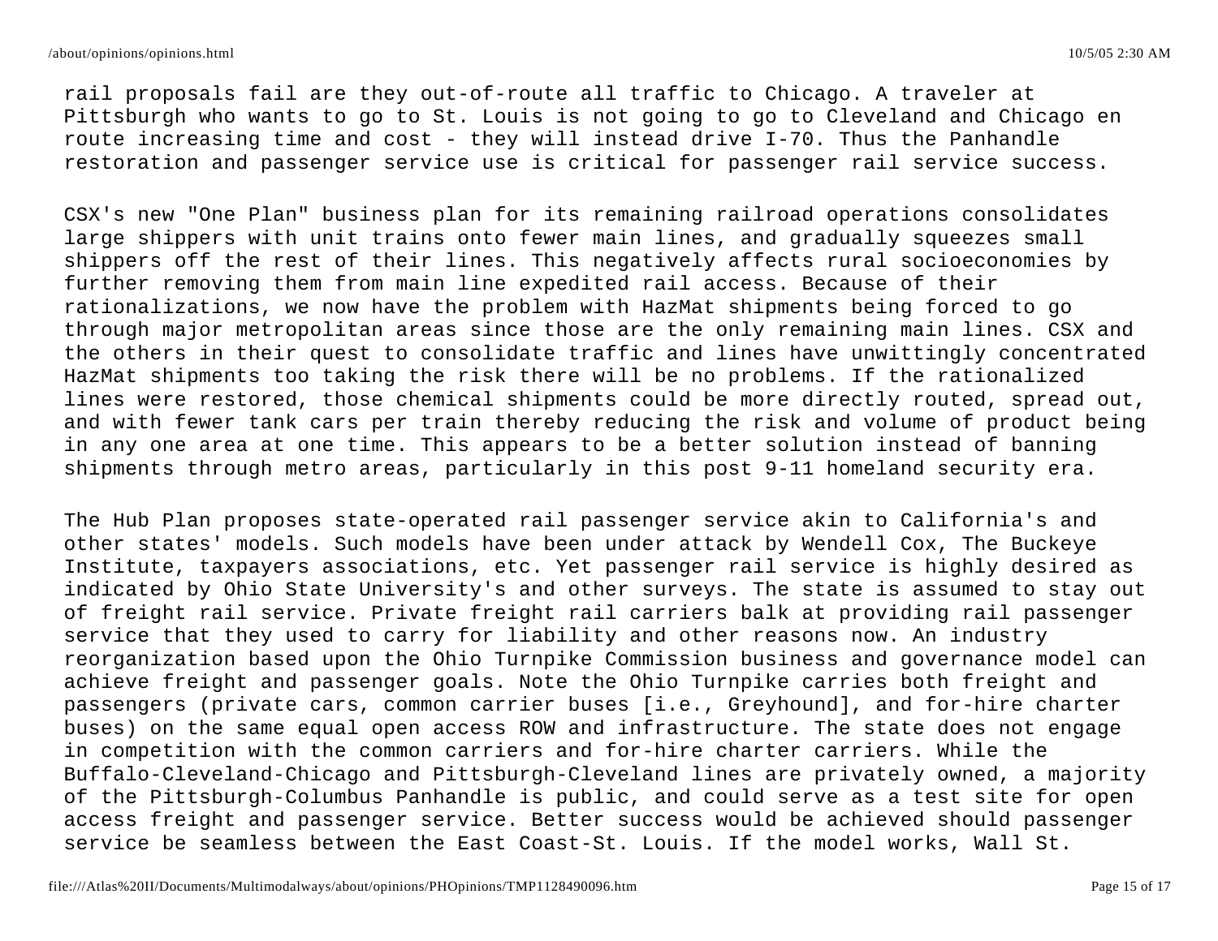rail proposals fail are they out-of-route all traffic to Chicago. A traveler at Pittsburgh who wants to go to St. Louis is not going to go to Cleveland and Chicago en route increasing time and cost - they will instead drive I-70. Thus the Panhandle restoration and passenger service use is critical for passenger rail service success.

CSX's new "One Plan" business plan for its remaining railroad operations consolidates large shippers with unit trains onto fewer main lines, and gradually squeezes small shippers off the rest of their lines. This negatively affects rural socioeconomies by further removing them from main line expedited rail access. Because of their rationalizations, we now have the problem with HazMat shipments being forced to go through major metropolitan areas since those are the only remaining main lines. CSX and the others in their quest to consolidate traffic and lines have unwittingly concentrated HazMat shipments too taking the risk there will be no problems. If the rationalized lines were restored, those chemical shipments could be more directly routed, spread out, and with fewer tank cars per train thereby reducing the risk and volume of product being in any one area at one time. This appears to be a better solution instead of banning shipments through metro areas, particularly in this post 9-11 homeland security era.

The Hub Plan proposes state-operated rail passenger service akin to California's and other states' models. Such models have been under attack by Wendell Cox, The Buckeye Institute, taxpayers associations, etc. Yet passenger rail service is highly desired as indicated by Ohio State University's and other surveys. The state is assumed to stay out of freight rail service. Private freight rail carriers balk at providing rail passenger service that they used to carry for liability and other reasons now. An industry reorganization based upon the Ohio Turnpike Commission business and governance model can achieve freight and passenger goals. Note the Ohio Turnpike carries both freight and passengers (private cars, common carrier buses [i.e., Greyhound], and for-hire charter buses) on the same equal open access ROW and infrastructure. The state does not engage in competition with the common carriers and for-hire charter carriers. While the Buffalo-Cleveland-Chicago and Pittsburgh-Cleveland lines are privately owned, a majority of the Pittsburgh-Columbus Panhandle is public, and could serve as a test site for open access freight and passenger service. Better success would be achieved should passenger service be seamless between the East Coast-St. Louis. If the model works, Wall St.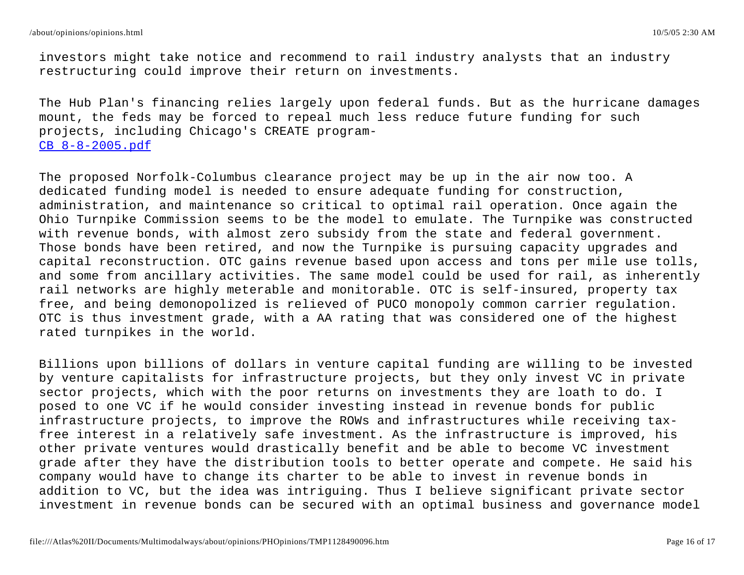investors might take notice and recommend to rail industry analysts that an industry restructuring could improve their return on investments.

The Hub Plan's financing relies largely upon federal funds. But as the hurricane damages mount, the feds may be forced to repeal much less reduce future funding for such projects, including Chicago's CREATE program-
[CB 8-8-2005.pdf]

The proposed Norfolk-Columbus clearance project may be up in the air now too. A dedicated funding model is needed to ensure adequate funding for construction, administration, and maintenance so critical to optimal rail operation. Once again the Ohio Turnpike Commission seems to be the model to emulate. The Turnpike was constructed with revenue bonds, with almost zero subsidy from the state and federal government. Those bonds have been retired, and now the Turnpike is pursuing capacity upgrades and capital reconstruction. OTC gains revenue based upon access and tons per mile use tolls, and some from ancillary activities. The same model could be used for rail, as inherently rail networks are highly meterable and monitorable. OTC is self-insured, property tax free, and being demonopolized is relieved of PUCO monopoly common carrier regulation. OTC is thus investment grade, with a AA rating that was considered one of the highest rated turnpikes in the world.

Billions upon billions of dollars in venture capital funding are willing to be invested by venture capitalists for infrastructure projects, but they only invest VC in private sector projects, which with the poor returns on investments they are loath to do. I posed to one VC if he would consider investing instead in revenue bonds for public infrastructure projects, to improve the ROWs and infrastructures while receiving tax-free interest in a relatively safe investment. As the infrastructure is improved, his other private ventures would drastically benefit and be able to become VC investment grade after they have the distribution tools to better operate and compete. He said his company would have to change its charter to be able to invest in revenue bonds in addition to VC, but the idea was intriguing. Thus I believe significant private sector investment in revenue bonds can be secured with an optimal business and governance model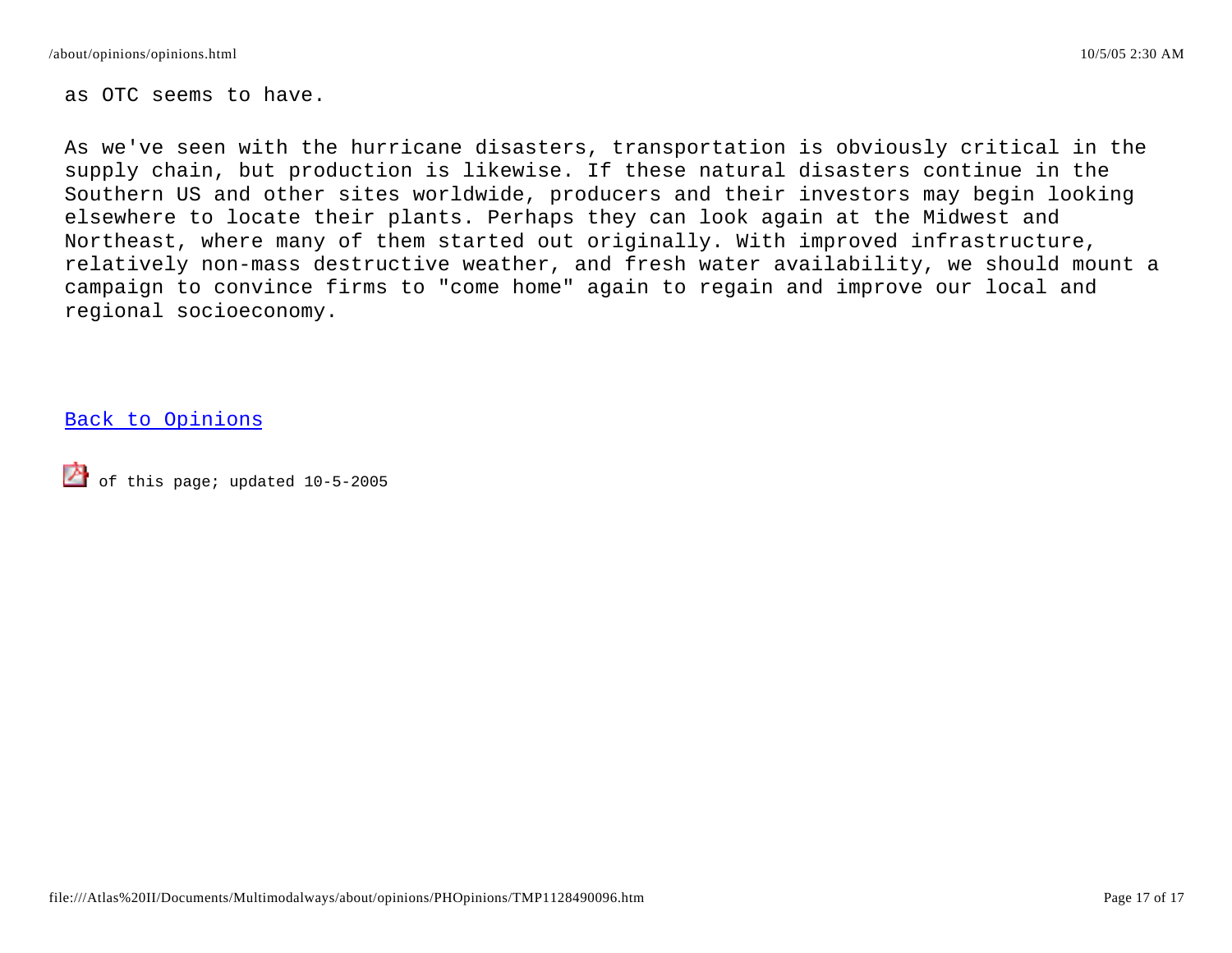as OTC seems to have.

As we've seen with the hurricane disasters, transportation is obviously critical in the supply chain, but production is likewise. If these natural disasters continue in the Southern US and other sites worldwide, producers and their investors may begin looking elsewhere to locate their plants. Perhaps they can look again at the Midwest and Northeast, where many of them started out originally. With improved infrastructure, relatively non-mass destructive weather, and fresh water availability, we should mount a campaign to convince firms to "come home" again to regain and improve our local and regional socioeconomy.

Back to Opinions

of this page; updated 10-5-2005